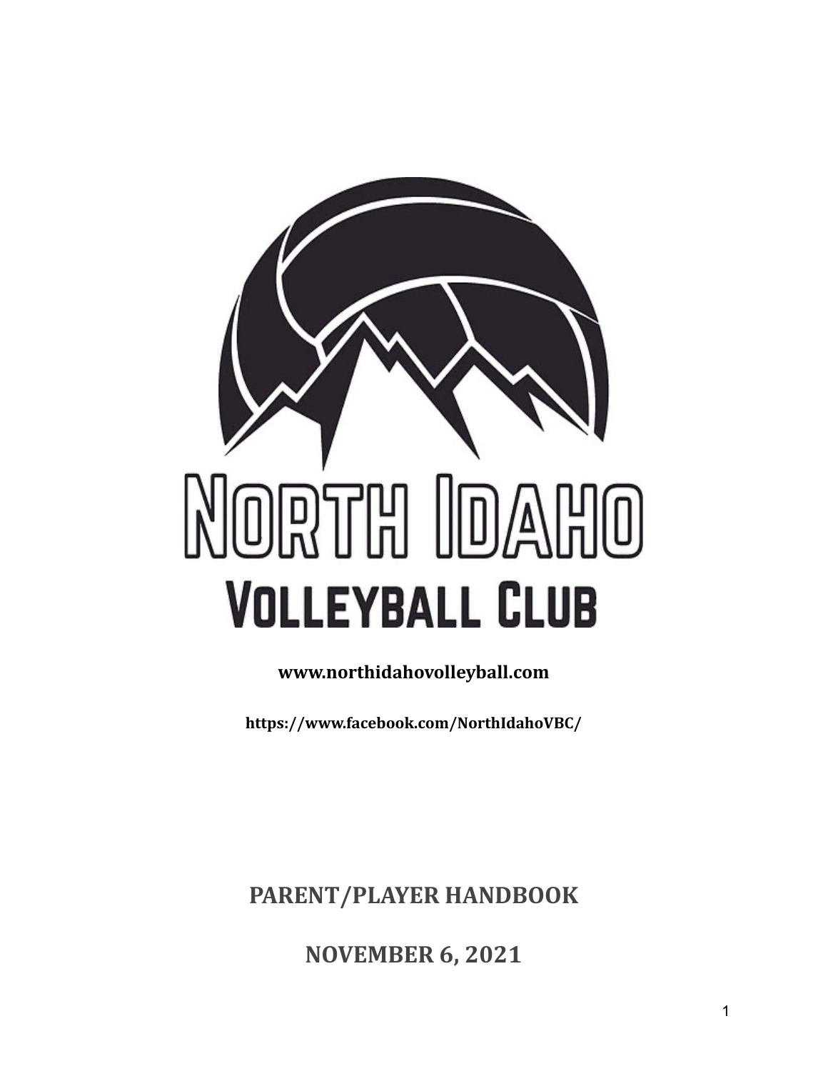# North Idaho Volleyball Club

**www.northidahovolleyball.com**

**https://www.facebook.com/NorthIdahoVBC/**

## PARENT/PLAYER HANDBOOK

## NOVEMBER 6, 2021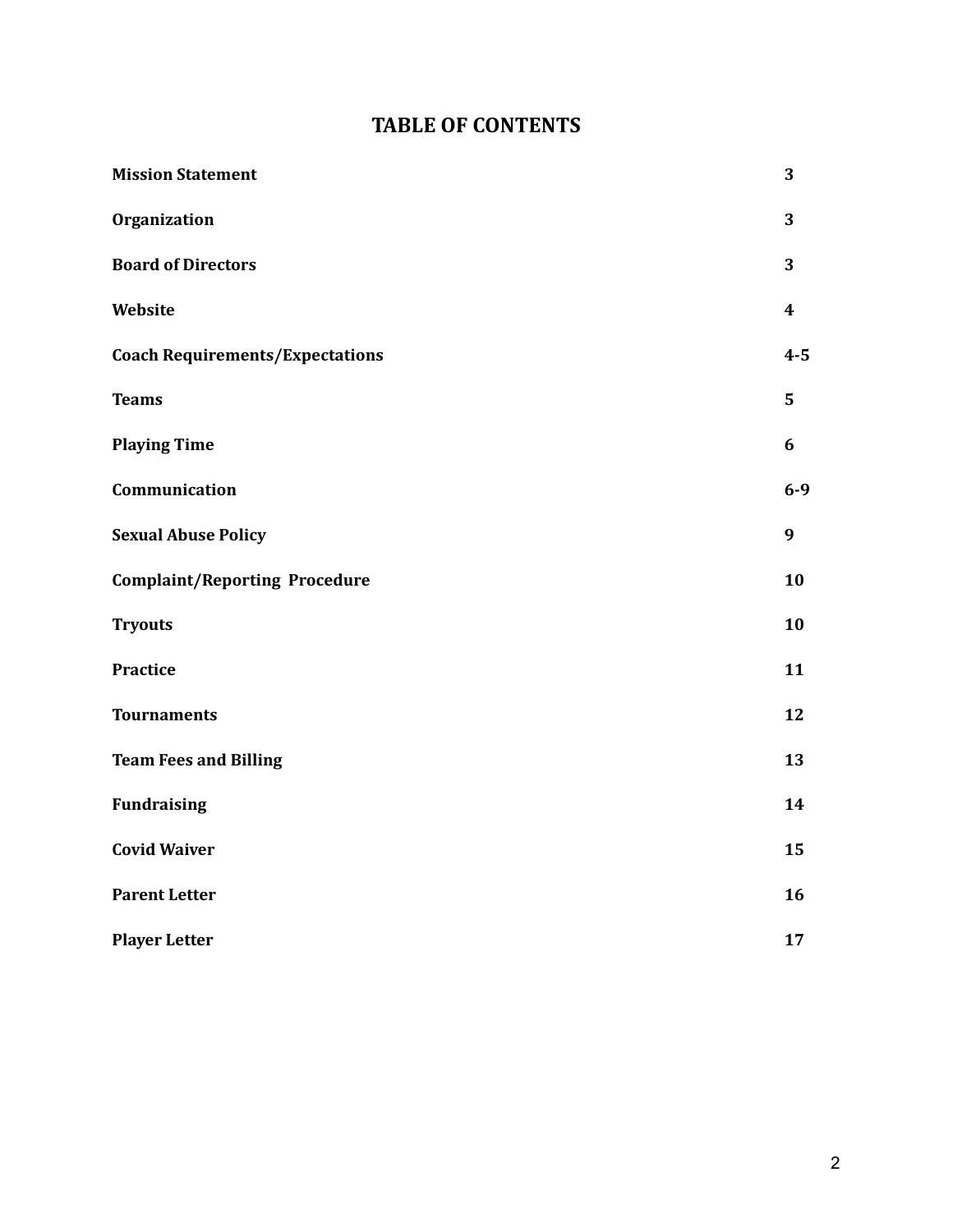# TABLE OF CONTENTS

| | |
|---|---|
| **Mission Statement** | **3** |
| **Organization** | **3** |
| **Board of Directors** | **3** |
| **Website** | **4** |
| **Coach Requirements/Expectations** | **4-5** |
| **Teams** | **5** |
| **Playing Time** | **6** |
| **Communication** | **6-9** |
| **Sexual Abuse Policy** | **9** |
| **Complaint/Reporting Procedure** | **10** |
| **Tryouts** | **10** |
| **Practice** | **11** |
| **Tournaments** | **12** |
| **Team Fees and Billing** | **13** |
| **Fundraising** | **14** |
| **Covid Waiver** | **15** |
| **Parent Letter** | **16** |
| **Player Letter** | **17** |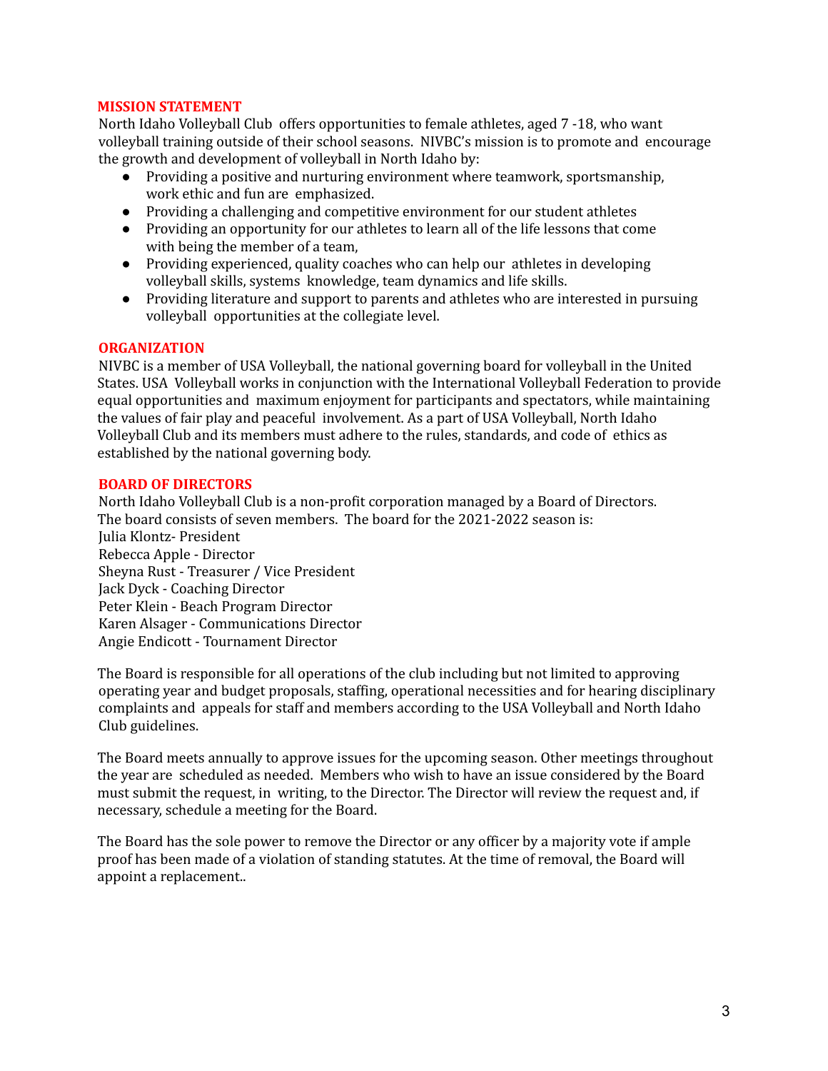## MISSION STATEMENT

North Idaho Volleyball Club offers opportunities to female athletes, aged 7 -18, who want volleyball training outside of their school seasons. NIVBC's mission is to promote and encourage the growth and development of volleyball in North Idaho by:

- Providing a positive and nurturing environment where teamwork, sportsmanship, work ethic and fun are emphasized.
- Providing a challenging and competitive environment for our student athletes
- Providing an opportunity for our athletes to learn all of the life lessons that come with being the member of a team,
- Providing experienced, quality coaches who can help our athletes in developing volleyball skills, systems knowledge, team dynamics and life skills.
- Providing literature and support to parents and athletes who are interested in pursuing volleyball opportunities at the collegiate level.

## ORGANIZATION

NIVBC is a member of USA Volleyball, the national governing board for volleyball in the United States. USA Volleyball works in conjunction with the International Volleyball Federation to provide equal opportunities and maximum enjoyment for participants and spectators, while maintaining the values of fair play and peaceful involvement. As a part of USA Volleyball, North Idaho Volleyball Club and its members must adhere to the rules, standards, and code of ethics as established by the national governing body.

## BOARD OF DIRECTORS

North Idaho Volleyball Club is a non-profit corporation managed by a Board of Directors. The board consists of seven members. The board for the 2021-2022 season is:

Julia Klontz- President
Rebecca Apple - Director
Sheyna Rust - Treasurer / Vice President
Jack Dyck - Coaching Director
Peter Klein - Beach Program Director
Karen Alsager - Communications Director
Angie Endicott - Tournament Director

The Board is responsible for all operations of the club including but not limited to approving operating year and budget proposals, staffing, operational necessities and for hearing disciplinary complaints and appeals for staff and members according to the USA Volleyball and North Idaho Club guidelines.

The Board meets annually to approve issues for the upcoming season. Other meetings throughout the year are scheduled as needed. Members who wish to have an issue considered by the Board must submit the request, in writing, to the Director. The Director will review the request and, if necessary, schedule a meeting for the Board.

The Board has the sole power to remove the Director or any officer by a majority vote if ample proof has been made of a violation of standing statutes. At the time of removal, the Board will appoint a replacement..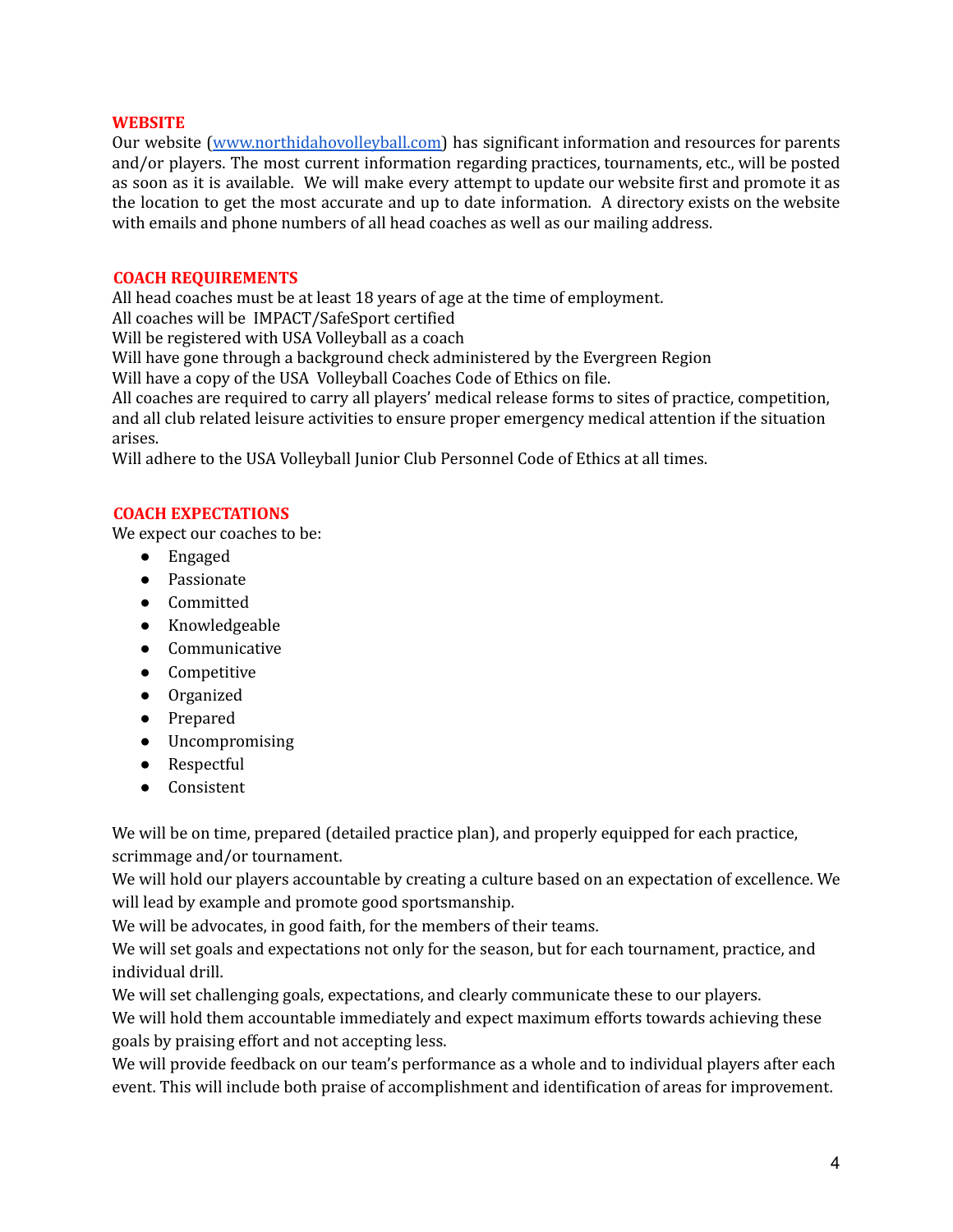## WEBSITE

Our website ([www.northidahovolleyball.com](http://www.northidahovolleyball.com)) has significant information and resources for parents and/or players. The most current information regarding practices, tournaments, etc., will be posted as soon as it is available. We will make every attempt to update our website first and promote it as the location to get the most accurate and up to date information. A directory exists on the website with emails and phone numbers of all head coaches as well as our mailing address.

## COACH REQUIREMENTS

All head coaches must be at least 18 years of age at the time of employment.
All coaches will be IMPACT/SafeSport certified
Will be registered with USA Volleyball as a coach
Will have gone through a background check administered by the Evergreen Region
Will have a copy of the USA Volleyball Coaches Code of Ethics on file.
All coaches are required to carry all players' medical release forms to sites of practice, competition, and all club related leisure activities to ensure proper emergency medical attention if the situation arises.
Will adhere to the USA Volleyball Junior Club Personnel Code of Ethics at all times.

## COACH EXPECTATIONS

We expect our coaches to be:

- Engaged
- Passionate
- Committed
- Knowledgeable
- Communicative
- Competitive
- Organized
- Prepared
- Uncompromising
- Respectful
- Consistent

We will be on time, prepared (detailed practice plan), and properly equipped for each practice, scrimmage and/or tournament.
We will hold our players accountable by creating a culture based on an expectation of excellence. We will lead by example and promote good sportsmanship.
We will be advocates, in good faith, for the members of their teams.
We will set goals and expectations not only for the season, but for each tournament, practice, and individual drill.
We will set challenging goals, expectations, and clearly communicate these to our players.
We will hold them accountable immediately and expect maximum efforts towards achieving these goals by praising effort and not accepting less.
We will provide feedback on our team's performance as a whole and to individual players after each event. This will include both praise of accomplishment and identification of areas for improvement.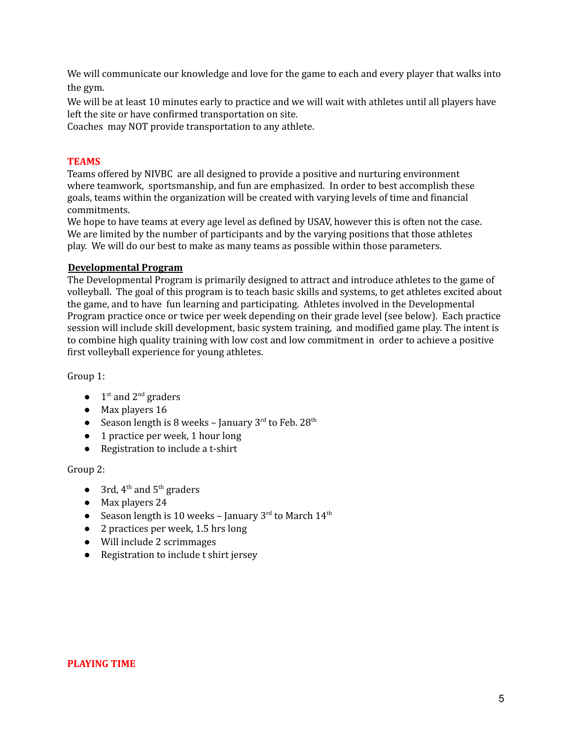We will communicate our knowledge and love for the game to each and every player that walks into the gym.

We will be at least 10 minutes early to practice and we will wait with athletes until all players have left the site or have confirmed transportation on site.

Coaches may NOT provide transportation to any athlete.

## TEAMS

Teams offered by NIVBC are all designed to provide a positive and nurturing environment where teamwork, sportsmanship, and fun are emphasized. In order to best accomplish these goals, teams within the organization will be created with varying levels of time and financial commitments.

We hope to have teams at every age level as defined by USAV, however this is often not the case. We are limited by the number of participants and by the varying positions that those athletes play. We will do our best to make as many teams as possible within those parameters.

### Developmental Program

The Developmental Program is primarily designed to attract and introduce athletes to the game of volleyball. The goal of this program is to teach basic skills and systems, to get athletes excited about the game, and to have fun learning and participating. Athletes involved in the Developmental Program practice once or twice per week depending on their grade level (see below). Each practice session will include skill development, basic system training, and modified game play. The intent is to combine high quality training with low cost and low commitment in order to achieve a positive first volleyball experience for young athletes.

Group 1:

- 1st and 2nd graders
- Max players 16
- Season length is 8 weeks – January 3rd to Feb. 28th
- 1 practice per week, 1 hour long
- Registration to include a t-shirt

Group 2:

- 3rd, 4th and 5th graders
- Max players 24
- Season length is 10 weeks – January 3rd to March 14th
- 2 practices per week, 1.5 hrs long
- Will include 2 scrimmages
- Registration to include t shirt jersey

## PLAYING TIME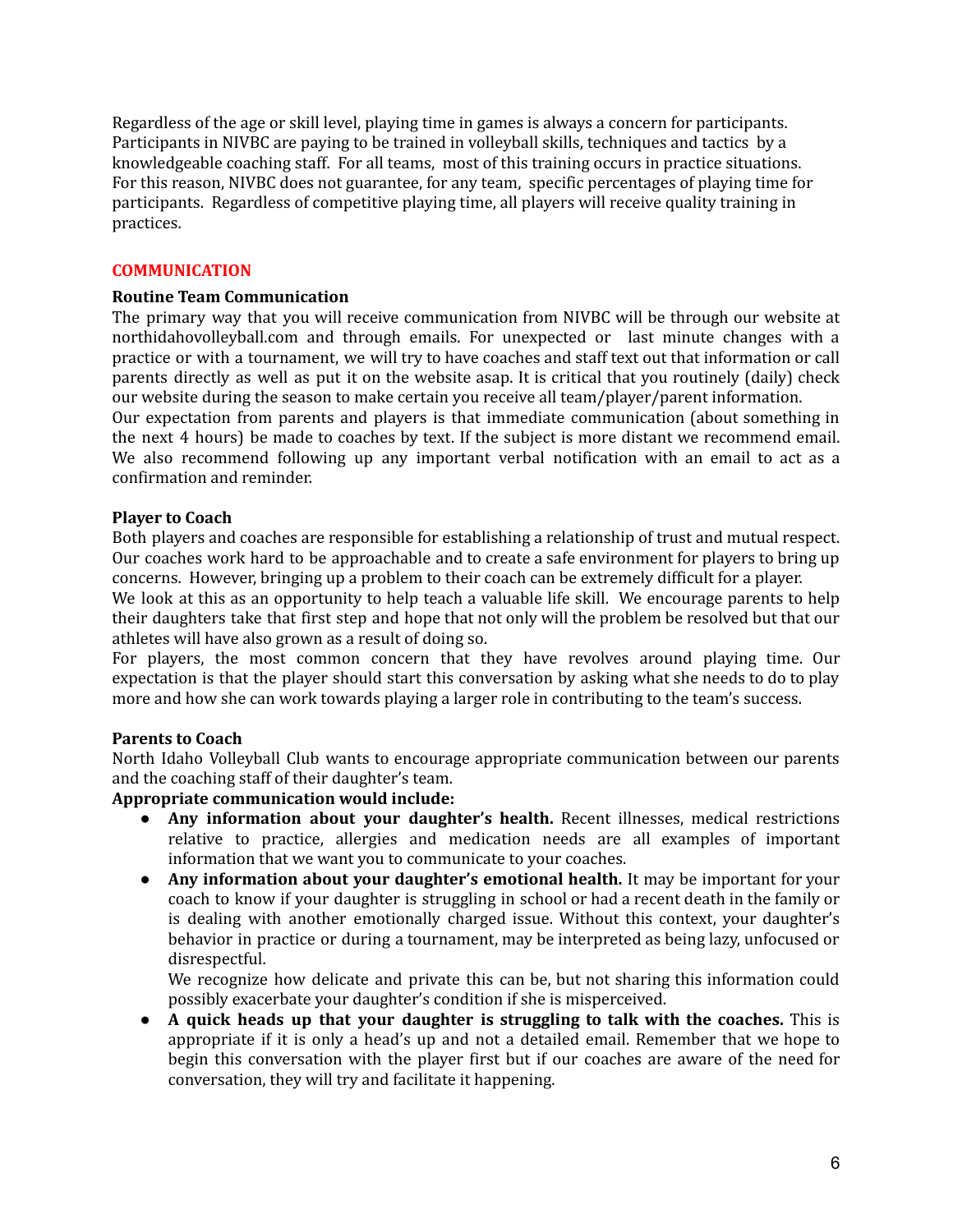Regardless of the age or skill level, playing time in games is always a concern for participants. Participants in NIVBC are paying to be trained in volleyball skills, techniques and tactics by a knowledgeable coaching staff. For all teams, most of this training occurs in practice situations. For this reason, NIVBC does not guarantee, for any team, specific percentages of playing time for participants. Regardless of competitive playing time, all players will receive quality training in practices.

## COMMUNICATION

### Routine Team Communication

The primary way that you will receive communication from NIVBC will be through our website at northidahovolleyball.com and through emails. For unexpected or last minute changes with a practice or with a tournament, we will try to have coaches and staff text out that information or call parents directly as well as put it on the website asap. It is critical that you routinely (daily) check our website during the season to make certain you receive all team/player/parent information.

Our expectation from parents and players is that immediate communication (about something in the next 4 hours) be made to coaches by text. If the subject is more distant we recommend email. We also recommend following up any important verbal notification with an email to act as a confirmation and reminder.

### Player to Coach

Both players and coaches are responsible for establishing a relationship of trust and mutual respect. Our coaches work hard to be approachable and to create a safe environment for players to bring up concerns. However, bringing up a problem to their coach can be extremely difficult for a player.

We look at this as an opportunity to help teach a valuable life skill. We encourage parents to help their daughters take that first step and hope that not only will the problem be resolved but that our athletes will have also grown as a result of doing so.

For players, the most common concern that they have revolves around playing time. Our expectation is that the player should start this conversation by asking what she needs to do to play more and how she can work towards playing a larger role in contributing to the team's success.

### Parents to Coach

North Idaho Volleyball Club wants to encourage appropriate communication between our parents and the coaching staff of their daughter's team.

**Appropriate communication would include:**

- **Any information about your daughter's health.** Recent illnesses, medical restrictions relative to practice, allergies and medication needs are all examples of important information that we want you to communicate to your coaches.
- **Any information about your daughter's emotional health.** It may be important for your coach to know if your daughter is struggling in school or had a recent death in the family or is dealing with another emotionally charged issue. Without this context, your daughter's behavior in practice or during a tournament, may be interpreted as being lazy, unfocused or disrespectful.

  We recognize how delicate and private this can be, but not sharing this information could possibly exacerbate your daughter's condition if she is misperceived.
- **A quick heads up that your daughter is struggling to talk with the coaches.** This is appropriate if it is only a head's up and not a detailed email. Remember that we hope to begin this conversation with the player first but if our coaches are aware of the need for conversation, they will try and facilitate it happening.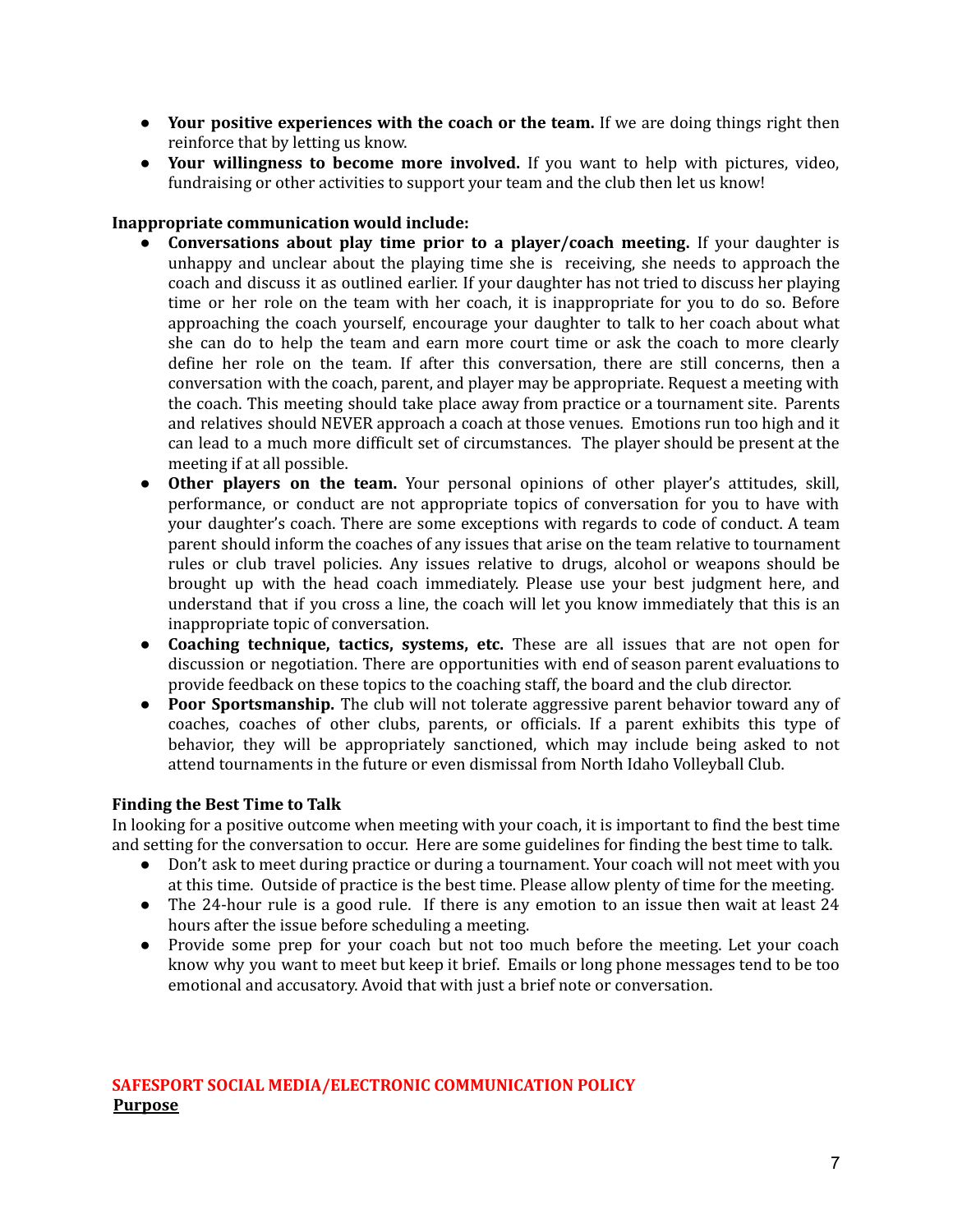- **Your positive experiences with the coach or the team.** If we are doing things right then reinforce that by letting us know.
- **Your willingness to become more involved.** If you want to help with pictures, video, fundraising or other activities to support your team and the club then let us know!

**Inappropriate communication would include:**

- **Conversations about play time prior to a player/coach meeting.** If your daughter is unhappy and unclear about the playing time she is receiving, she needs to approach the coach and discuss it as outlined earlier. If your daughter has not tried to discuss her playing time or her role on the team with her coach, it is inappropriate for you to do so. Before approaching the coach yourself, encourage your daughter to talk to her coach about what she can do to help the team and earn more court time or ask the coach to more clearly define her role on the team. If after this conversation, there are still concerns, then a conversation with the coach, parent, and player may be appropriate. Request a meeting with the coach. This meeting should take place away from practice or a tournament site. Parents and relatives should NEVER approach a coach at those venues. Emotions run too high and it can lead to a much more difficult set of circumstances. The player should be present at the meeting if at all possible.
- **Other players on the team.** Your personal opinions of other player's attitudes, skill, performance, or conduct are not appropriate topics of conversation for you to have with your daughter's coach. There are some exceptions with regards to code of conduct. A team parent should inform the coaches of any issues that arise on the team relative to tournament rules or club travel policies. Any issues relative to drugs, alcohol or weapons should be brought up with the head coach immediately. Please use your best judgment here, and understand that if you cross a line, the coach will let you know immediately that this is an inappropriate topic of conversation.
- **Coaching technique, tactics, systems, etc.** These are all issues that are not open for discussion or negotiation. There are opportunities with end of season parent evaluations to provide feedback on these topics to the coaching staff, the board and the club director.
- **Poor Sportsmanship.** The club will not tolerate aggressive parent behavior toward any of coaches, coaches of other clubs, parents, or officials. If a parent exhibits this type of behavior, they will be appropriately sanctioned, which may include being asked to not attend tournaments in the future or even dismissal from North Idaho Volleyball Club.

**Finding the Best Time to Talk**

In looking for a positive outcome when meeting with your coach, it is important to find the best time and setting for the conversation to occur. Here are some guidelines for finding the best time to talk.

- Don't ask to meet during practice or during a tournament. Your coach will not meet with you at this time. Outside of practice is the best time. Please allow plenty of time for the meeting.
- The 24-hour rule is a good rule. If there is any emotion to an issue then wait at least 24 hours after the issue before scheduling a meeting.
- Provide some prep for your coach but not too much before the meeting. Let your coach know why you want to meet but keep it brief. Emails or long phone messages tend to be too emotional and accusatory. Avoid that with just a brief note or conversation.

## SAFESPORT SOCIAL MEDIA/ELECTRONIC COMMUNICATION POLICY

**Purpose**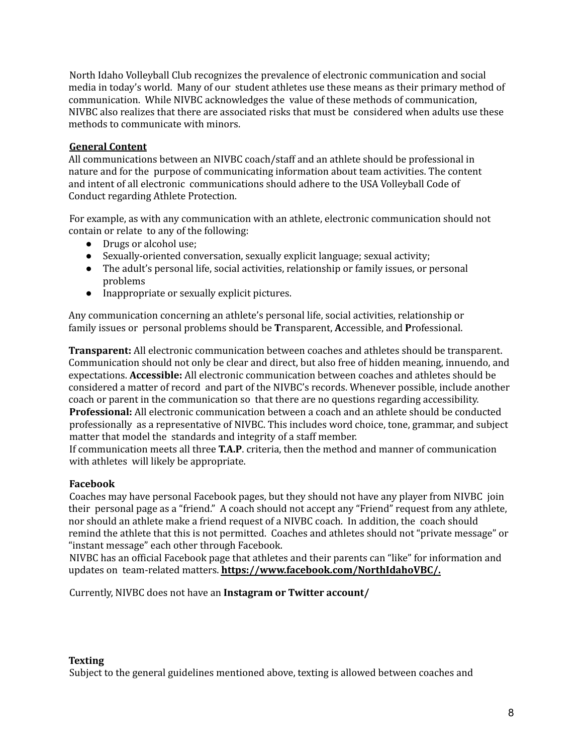North Idaho Volleyball Club recognizes the prevalence of electronic communication and social media in today's world. Many of our student athletes use these means as their primary method of communication. While NIVBC acknowledges the value of these methods of communication, NIVBC also realizes that there are associated risks that must be considered when adults use these methods to communicate with minors.

**General Content**

All communications between an NIVBC coach/staff and an athlete should be professional in nature and for the purpose of communicating information about team activities. The content and intent of all electronic communications should adhere to the USA Volleyball Code of Conduct regarding Athlete Protection.

For example, as with any communication with an athlete, electronic communication should not contain or relate to any of the following:

- Drugs or alcohol use;
- Sexually-oriented conversation, sexually explicit language; sexual activity;
- The adult's personal life, social activities, relationship or family issues, or personal problems
- Inappropriate or sexually explicit pictures.

Any communication concerning an athlete's personal life, social activities, relationship or family issues or personal problems should be **T**ransparent, **A**ccessible, and **P**rofessional.

**Transparent:** All electronic communication between coaches and athletes should be transparent. Communication should not only be clear and direct, but also free of hidden meaning, innuendo, and expectations. **Accessible:** All electronic communication between coaches and athletes should be considered a matter of record and part of the NIVBC's records. Whenever possible, include another coach or parent in the communication so that there are no questions regarding accessibility. **Professional:** All electronic communication between a coach and an athlete should be conducted professionally as a representative of NIVBC. This includes word choice, tone, grammar, and subject matter that model the standards and integrity of a staff member.
If communication meets all three **T.A.P**. criteria, then the method and manner of communication with athletes will likely be appropriate.

**Facebook**

Coaches may have personal Facebook pages, but they should not have any player from NIVBC join their personal page as a "friend." A coach should not accept any "Friend" request from any athlete, nor should an athlete make a friend request of a NIVBC coach. In addition, the coach should remind the athlete that this is not permitted. Coaches and athletes should not "private message" or "instant message" each other through Facebook.
NIVBC has an official Facebook page that athletes and their parents can "like" for information and updates on team-related matters. **https://www.facebook.com/NorthIdahoVBC/.**

Currently, NIVBC does not have an **Instagram or Twitter account/**

**Texting**

Subject to the general guidelines mentioned above, texting is allowed between coaches and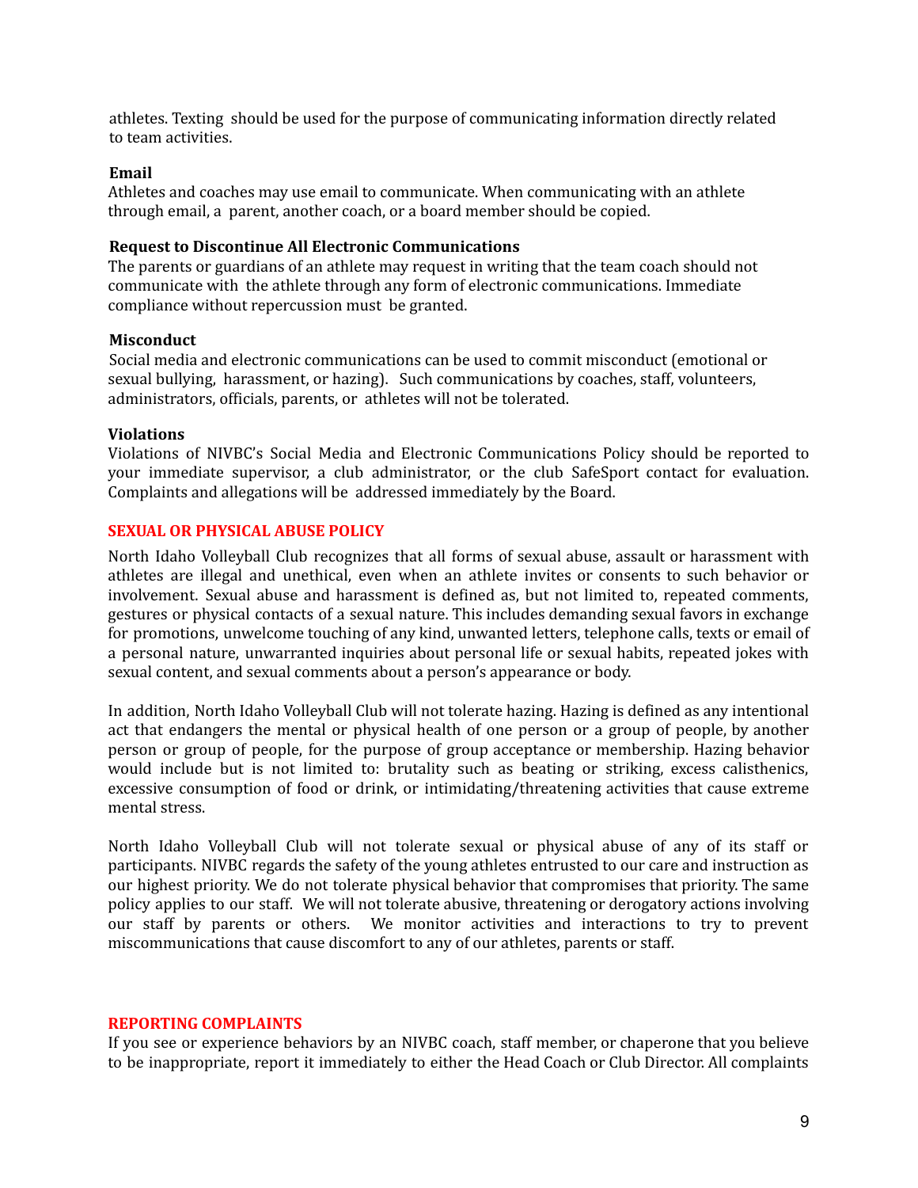athletes. Texting should be used for the purpose of communicating information directly related to team activities.

**Email**

Athletes and coaches may use email to communicate. When communicating with an athlete through email, a parent, another coach, or a board member should be copied.

**Request to Discontinue All Electronic Communications**

The parents or guardians of an athlete may request in writing that the team coach should not communicate with the athlete through any form of electronic communications. Immediate compliance without repercussion must be granted.

**Misconduct**

Social media and electronic communications can be used to commit misconduct (emotional or sexual bullying, harassment, or hazing). Such communications by coaches, staff, volunteers, administrators, officials, parents, or athletes will not be tolerated.

**Violations**

Violations of NIVBC's Social Media and Electronic Communications Policy should be reported to your immediate supervisor, a club administrator, or the club SafeSport contact for evaluation. Complaints and allegations will be addressed immediately by the Board.

## SEXUAL OR PHYSICAL ABUSE POLICY

North Idaho Volleyball Club recognizes that all forms of sexual abuse, assault or harassment with athletes are illegal and unethical, even when an athlete invites or consents to such behavior or involvement. Sexual abuse and harassment is defined as, but not limited to, repeated comments, gestures or physical contacts of a sexual nature. This includes demanding sexual favors in exchange for promotions, unwelcome touching of any kind, unwanted letters, telephone calls, texts or email of a personal nature, unwarranted inquiries about personal life or sexual habits, repeated jokes with sexual content, and sexual comments about a person's appearance or body.

In addition, North Idaho Volleyball Club will not tolerate hazing. Hazing is defined as any intentional act that endangers the mental or physical health of one person or a group of people, by another person or group of people, for the purpose of group acceptance or membership. Hazing behavior would include but is not limited to: brutality such as beating or striking, excess calisthenics, excessive consumption of food or drink, or intimidating/threatening activities that cause extreme mental stress.

North Idaho Volleyball Club will not tolerate sexual or physical abuse of any of its staff or participants. NIVBC regards the safety of the young athletes entrusted to our care and instruction as our highest priority. We do not tolerate physical behavior that compromises that priority. The same policy applies to our staff. We will not tolerate abusive, threatening or derogatory actions involving our staff by parents or others. We monitor activities and interactions to try to prevent miscommunications that cause discomfort to any of our athletes, parents or staff.

## REPORTING COMPLAINTS

If you see or experience behaviors by an NIVBC coach, staff member, or chaperone that you believe to be inappropriate, report it immediately to either the Head Coach or Club Director. All complaints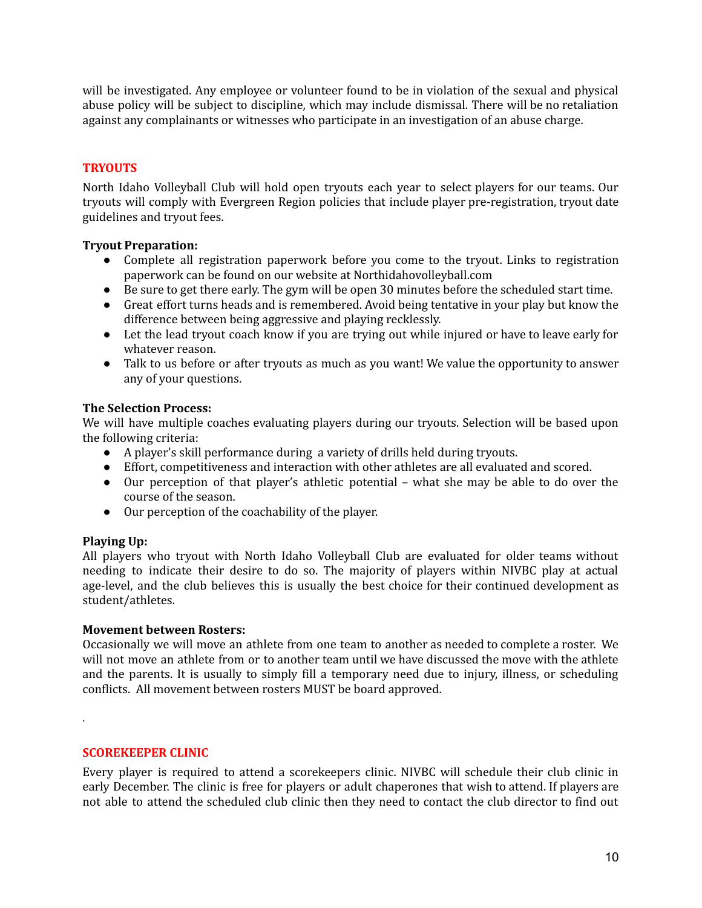will be investigated. Any employee or volunteer found to be in violation of the sexual and physical abuse policy will be subject to discipline, which may include dismissal. There will be no retaliation against any complainants or witnesses who participate in an investigation of an abuse charge.

## TRYOUTS

North Idaho Volleyball Club will hold open tryouts each year to select players for our teams. Our tryouts will comply with Evergreen Region policies that include player pre-registration, tryout date guidelines and tryout fees.

**Tryout Preparation:**

- Complete all registration paperwork before you come to the tryout. Links to registration paperwork can be found on our website at Northidahovolleyball.com
- Be sure to get there early. The gym will be open 30 minutes before the scheduled start time.
- Great effort turns heads and is remembered. Avoid being tentative in your play but know the difference between being aggressive and playing recklessly.
- Let the lead tryout coach know if you are trying out while injured or have to leave early for whatever reason.
- Talk to us before or after tryouts as much as you want! We value the opportunity to answer any of your questions.

**The Selection Process:**

We will have multiple coaches evaluating players during our tryouts. Selection will be based upon the following criteria:

- A player's skill performance during a variety of drills held during tryouts.
- Effort, competitiveness and interaction with other athletes are all evaluated and scored.
- Our perception of that player's athletic potential – what she may be able to do over the course of the season.
- Our perception of the coachability of the player.

**Playing Up:**

All players who tryout with North Idaho Volleyball Club are evaluated for older teams without needing to indicate their desire to do so. The majority of players within NIVBC play at actual age-level, and the club believes this is usually the best choice for their continued development as student/athletes.

**Movement between Rosters:**

Occasionally we will move an athlete from one team to another as needed to complete a roster. We will not move an athlete from or to another team until we have discussed the move with the athlete and the parents. It is usually to simply fill a temporary need due to injury, illness, or scheduling conflicts. All movement between rosters MUST be board approved.

.

## SCOREKEEPER CLINIC

Every player is required to attend a scorekeepers clinic. NIVBC will schedule their club clinic in early December. The clinic is free for players or adult chaperones that wish to attend. If players are not able to attend the scheduled club clinic then they need to contact the club director to find out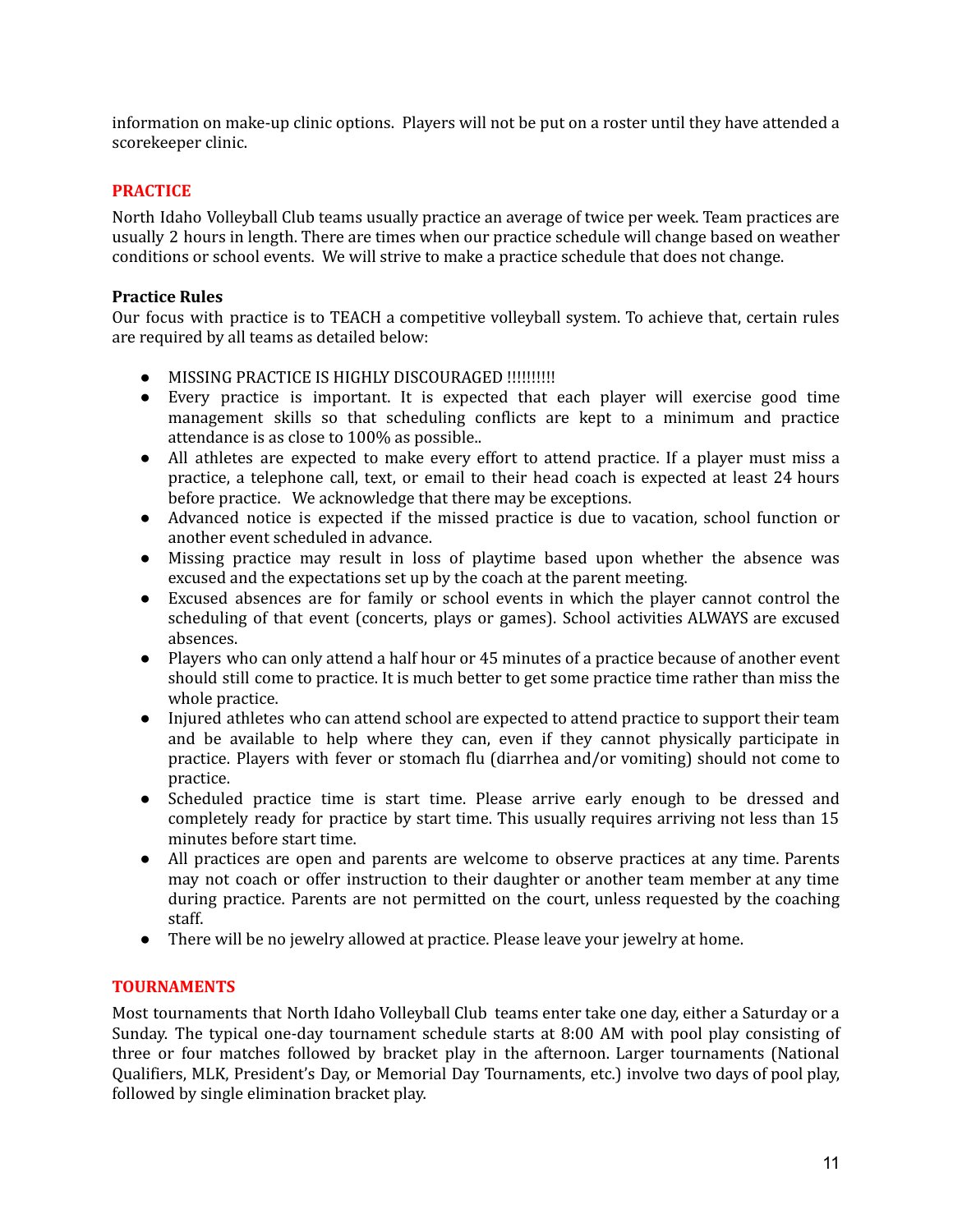information on make-up clinic options.  Players will not be put on a roster until they have attended a scorekeeper clinic.

## PRACTICE

North Idaho Volleyball Club teams usually practice an average of twice per week. Team practices are usually 2 hours in length. There are times when our practice schedule will change based on weather conditions or school events.  We will strive to make a practice schedule that does not change.

### Practice Rules

Our focus with practice is to TEACH a competitive volleyball system. To achieve that, certain rules are required by all teams as detailed below:

- MISSING PRACTICE IS HIGHLY DISCOURAGED !!!!!!!!!
- Every practice is important. It is expected that each player will exercise good time management skills so that scheduling conflicts are kept to a minimum and practice attendance is as close to 100% as possible..
- All athletes are expected to make every effort to attend practice. If a player must miss a practice, a telephone call, text, or email to their head coach is expected at least 24 hours before practice.  We acknowledge that there may be exceptions.
- Advanced notice is expected if the missed practice is due to vacation, school function or another event scheduled in advance.
- Missing practice may result in loss of playtime based upon whether the absence was excused and the expectations set up by the coach at the parent meeting.
- Excused absences are for family or school events in which the player cannot control the scheduling of that event (concerts, plays or games). School activities ALWAYS are excused absences.
- Players who can only attend a half hour or 45 minutes of a practice because of another event should still come to practice. It is much better to get some practice time rather than miss the whole practice.
- Injured athletes who can attend school are expected to attend practice to support their team and be available to help where they can, even if they cannot physically participate in practice. Players with fever or stomach flu (diarrhea and/or vomiting) should not come to practice.
- Scheduled practice time is start time. Please arrive early enough to be dressed and completely ready for practice by start time. This usually requires arriving not less than 15 minutes before start time.
- All practices are open and parents are welcome to observe practices at any time. Parents may not coach or offer instruction to their daughter or another team member at any time during practice. Parents are not permitted on the court, unless requested by the coaching staff.
- There will be no jewelry allowed at practice. Please leave your jewelry at home.

## TOURNAMENTS

Most tournaments that North Idaho Volleyball Club teams enter take one day, either a Saturday or a Sunday. The typical one-day tournament schedule starts at 8:00 AM with pool play consisting of three or four matches followed by bracket play in the afternoon. Larger tournaments (National Qualifiers, MLK, President's Day, or Memorial Day Tournaments, etc.) involve two days of pool play, followed by single elimination bracket play.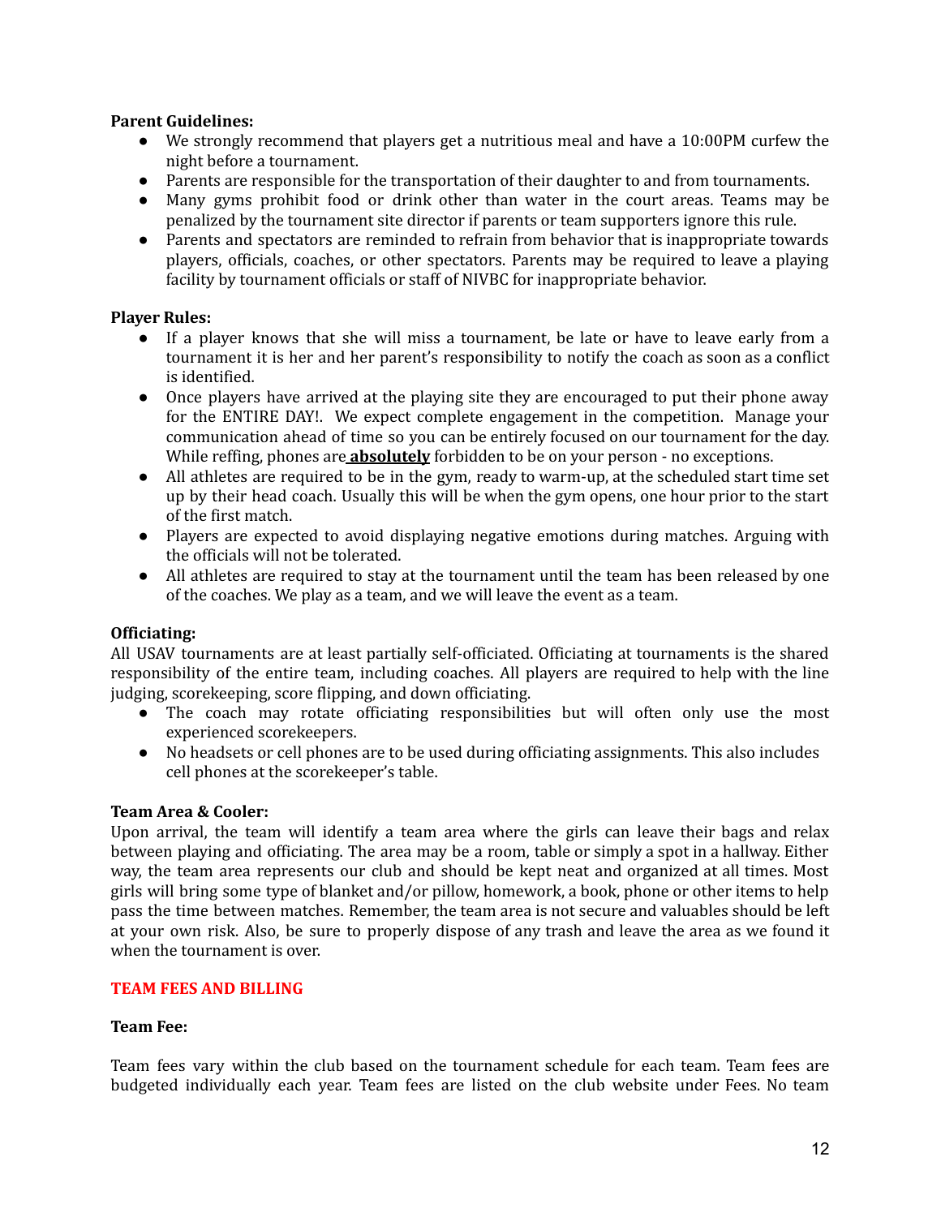**Parent Guidelines:**

- We strongly recommend that players get a nutritious meal and have a 10:00PM curfew the night before a tournament.
- Parents are responsible for the transportation of their daughter to and from tournaments.
- Many gyms prohibit food or drink other than water in the court areas. Teams may be penalized by the tournament site director if parents or team supporters ignore this rule.
- Parents and spectators are reminded to refrain from behavior that is inappropriate towards players, officials, coaches, or other spectators. Parents may be required to leave a playing facility by tournament officials or staff of NIVBC for inappropriate behavior.

**Player Rules:**

- If a player knows that she will miss a tournament, be late or have to leave early from a tournament it is her and her parent's responsibility to notify the coach as soon as a conflict is identified.
- Once players have arrived at the playing site they are encouraged to put their phone away for the ENTIRE DAY!. We expect complete engagement in the competition. Manage your communication ahead of time so you can be entirely focused on our tournament for the day. While reffing, phones are **absolutely** forbidden to be on your person - no exceptions.
- All athletes are required to be in the gym, ready to warm-up, at the scheduled start time set up by their head coach. Usually this will be when the gym opens, one hour prior to the start of the first match.
- Players are expected to avoid displaying negative emotions during matches. Arguing with the officials will not be tolerated.
- All athletes are required to stay at the tournament until the team has been released by one of the coaches. We play as a team, and we will leave the event as a team.

**Officiating:**

All USAV tournaments are at least partially self-officiated. Officiating at tournaments is the shared responsibility of the entire team, including coaches. All players are required to help with the line judging, scorekeeping, score flipping, and down officiating.

- The coach may rotate officiating responsibilities but will often only use the most experienced scorekeepers.
- No headsets or cell phones are to be used during officiating assignments. This also includes cell phones at the scorekeeper's table.

**Team Area & Cooler:**

Upon arrival, the team will identify a team area where the girls can leave their bags and relax between playing and officiating. The area may be a room, table or simply a spot in a hallway. Either way, the team area represents our club and should be kept neat and organized at all times. Most girls will bring some type of blanket and/or pillow, homework, a book, phone or other items to help pass the time between matches. Remember, the team area is not secure and valuables should be left at your own risk. Also, be sure to properly dispose of any trash and leave the area as we found it when the tournament is over.

## TEAM FEES AND BILLING

**Team Fee:**

Team fees vary within the club based on the tournament schedule for each team. Team fees are budgeted individually each year. Team fees are listed on the club website under Fees. No team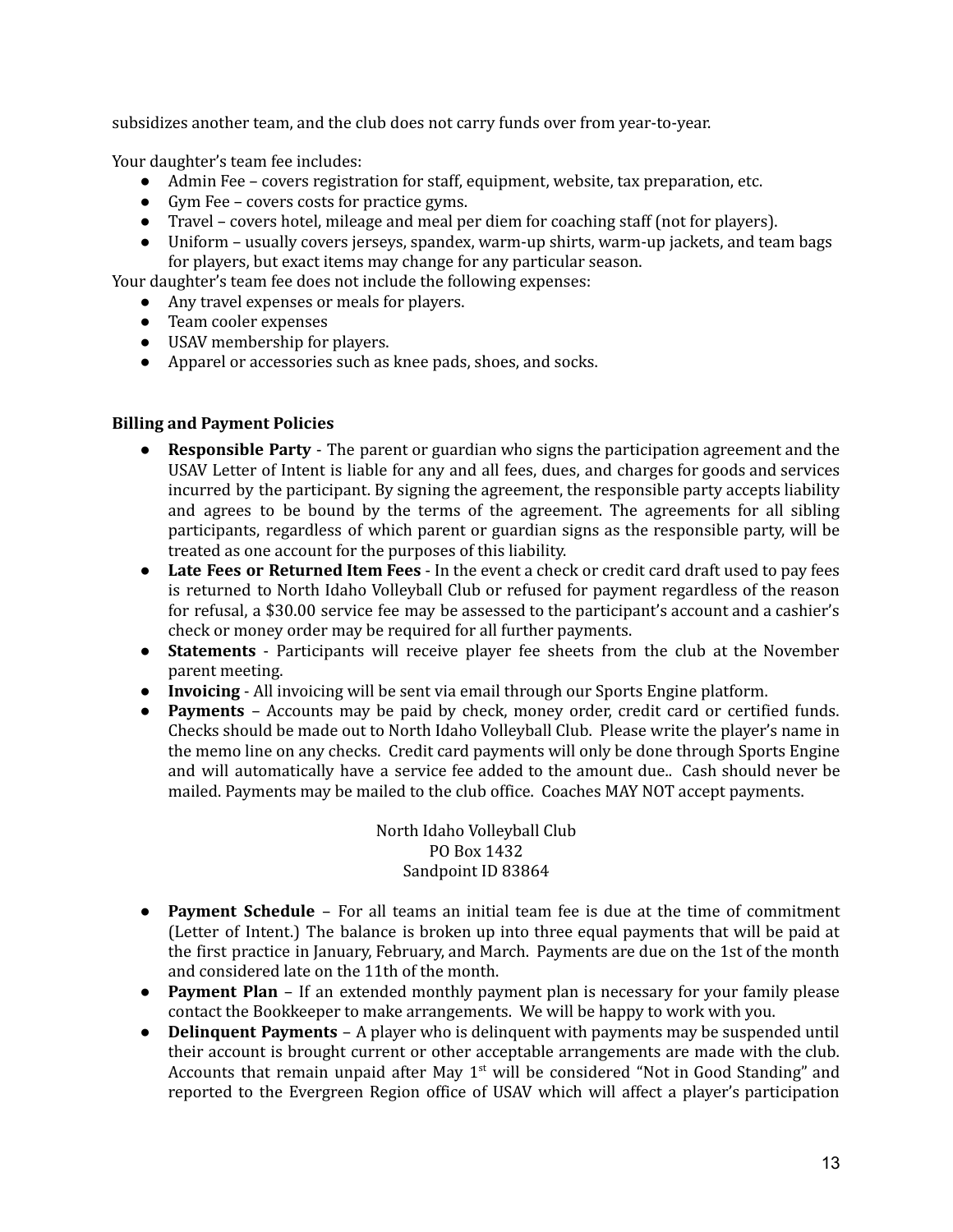subsidizes another team, and the club does not carry funds over from year-to-year.

Your daughter's team fee includes:

- Admin Fee – covers registration for staff, equipment, website, tax preparation, etc.
- Gym Fee – covers costs for practice gyms.
- Travel – covers hotel, mileage and meal per diem for coaching staff (not for players).
- Uniform – usually covers jerseys, spandex, warm-up shirts, warm-up jackets, and team bags for players, but exact items may change for any particular season.

Your daughter's team fee does not include the following expenses:

- Any travel expenses or meals for players.
- Team cooler expenses
- USAV membership for players.
- Apparel or accessories such as knee pads, shoes, and socks.

**Billing and Payment Policies**

- **Responsible Party** - The parent or guardian who signs the participation agreement and the USAV Letter of Intent is liable for any and all fees, dues, and charges for goods and services incurred by the participant. By signing the agreement, the responsible party accepts liability and agrees to be bound by the terms of the agreement. The agreements for all sibling participants, regardless of which parent or guardian signs as the responsible party, will be treated as one account for the purposes of this liability.
- **Late Fees or Returned Item Fees** - In the event a check or credit card draft used to pay fees is returned to North Idaho Volleyball Club or refused for payment regardless of the reason for refusal, a $30.00 service fee may be assessed to the participant's account and a cashier's check or money order may be required for all further payments.
- **Statements** - Participants will receive player fee sheets from the club at the November parent meeting.
- **Invoicing** - All invoicing will be sent via email through our Sports Engine platform.
- **Payments** – Accounts may be paid by check, money order, credit card or certified funds. Checks should be made out to North Idaho Volleyball Club. Please write the player's name in the memo line on any checks. Credit card payments will only be done through Sports Engine and will automatically have a service fee added to the amount due.. Cash should never be mailed. Payments may be mailed to the club office. Coaches MAY NOT accept payments.

North Idaho Volleyball Club
PO Box 1432
Sandpoint ID 83864

- **Payment Schedule** – For all teams an initial team fee is due at the time of commitment (Letter of Intent.) The balance is broken up into three equal payments that will be paid at the first practice in January, February, and March. Payments are due on the 1st of the month and considered late on the 11th of the month.
- **Payment Plan** – If an extended monthly payment plan is necessary for your family please contact the Bookkeeper to make arrangements. We will be happy to work with you.
- **Delinquent Payments** – A player who is delinquent with payments may be suspended until their account is brought current or other acceptable arrangements are made with the club. Accounts that remain unpaid after May 1st will be considered "Not in Good Standing" and reported to the Evergreen Region office of USAV which will affect a player's participation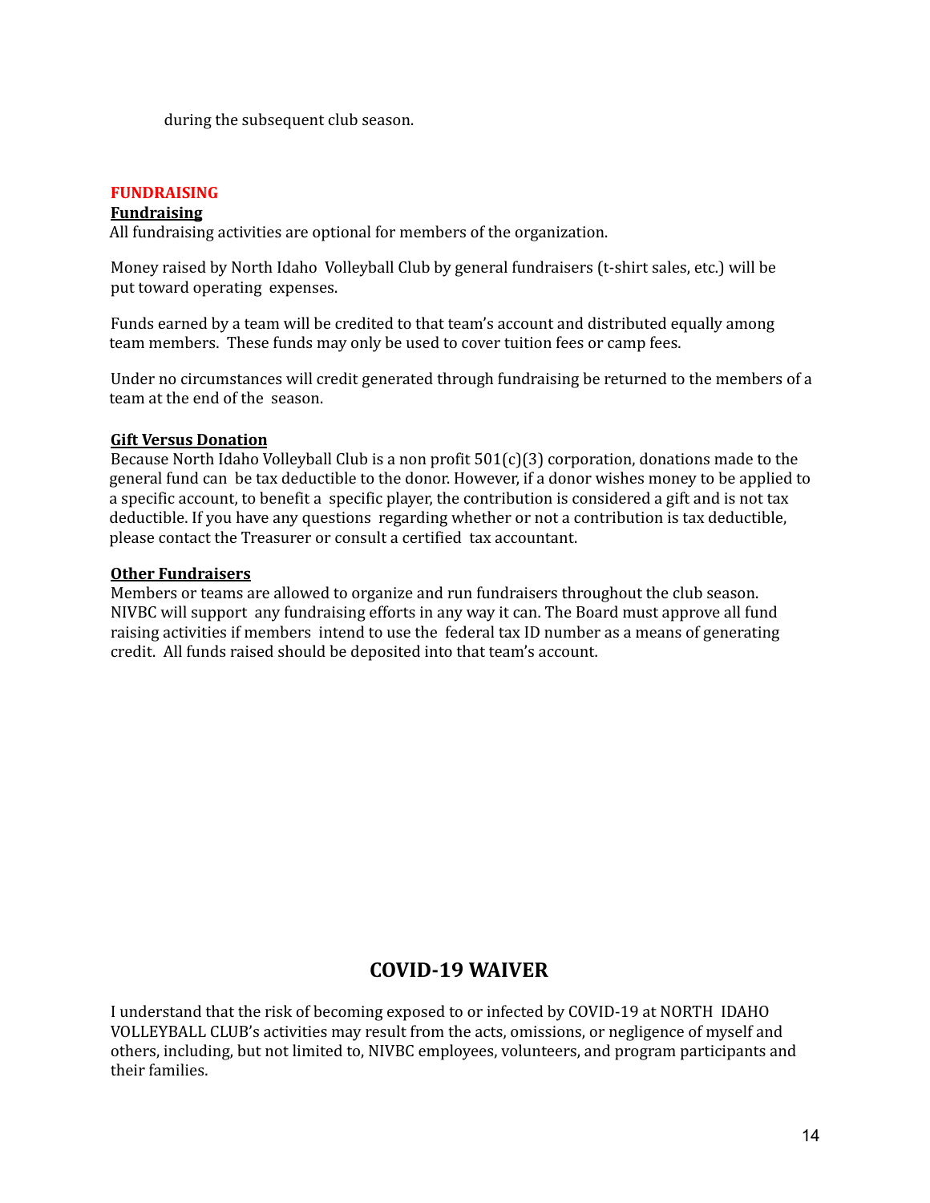during the subsequent club season.

## FUNDRAISING

### Fundraising

All fundraising activities are optional for members of the organization.

Money raised by North Idaho Volleyball Club by general fundraisers (t-shirt sales, etc.) will be put toward operating expenses.

Funds earned by a team will be credited to that team's account and distributed equally among team members. These funds may only be used to cover tuition fees or camp fees.

Under no circumstances will credit generated through fundraising be returned to the members of a team at the end of the season.

### Gift Versus Donation

Because North Idaho Volleyball Club is a non profit 501(c)(3) corporation, donations made to the general fund can be tax deductible to the donor. However, if a donor wishes money to be applied to a specific account, to benefit a specific player, the contribution is considered a gift and is not tax deductible. If you have any questions regarding whether or not a contribution is tax deductible, please contact the Treasurer or consult a certified tax accountant.

### Other Fundraisers

Members or teams are allowed to organize and run fundraisers throughout the club season. NIVBC will support any fundraising efforts in any way it can. The Board must approve all fund raising activities if members intend to use the federal tax ID number as a means of generating credit. All funds raised should be deposited into that team's account.

## COVID-19 WAIVER

I understand that the risk of becoming exposed to or infected by COVID-19 at NORTH IDAHO VOLLEYBALL CLUB's activities may result from the acts, omissions, or negligence of myself and others, including, but not limited to, NIVBC employees, volunteers, and program participants and their families.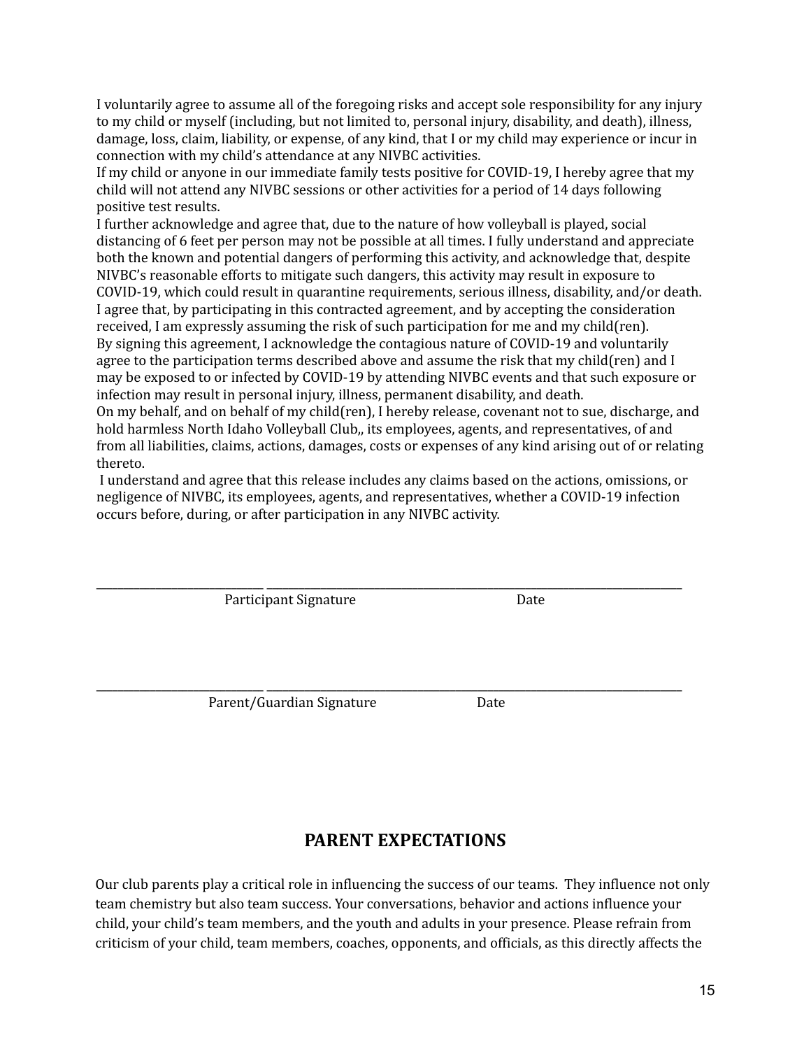I voluntarily agree to assume all of the foregoing risks and accept sole responsibility for any injury to my child or myself (including, but not limited to, personal injury, disability, and death), illness, damage, loss, claim, liability, or expense, of any kind, that I or my child may experience or incur in connection with my child's attendance at any NIVBC activities.

If my child or anyone in our immediate family tests positive for COVID-19, I hereby agree that my child will not attend any NIVBC sessions or other activities for a period of 14 days following positive test results.

I further acknowledge and agree that, due to the nature of how volleyball is played, social distancing of 6 feet per person may not be possible at all times. I fully understand and appreciate both the known and potential dangers of performing this activity, and acknowledge that, despite NIVBC's reasonable efforts to mitigate such dangers, this activity may result in exposure to COVID-19, which could result in quarantine requirements, serious illness, disability, and/or death.

I agree that, by participating in this contracted agreement, and by accepting the consideration received, I am expressly assuming the risk of such participation for me and my child(ren).

By signing this agreement, I acknowledge the contagious nature of COVID-19 and voluntarily agree to the participation terms described above and assume the risk that my child(ren) and I may be exposed to or infected by COVID-19 by attending NIVBC events and that such exposure or infection may result in personal injury, illness, permanent disability, and death.

On my behalf, and on behalf of my child(ren), I hereby release, covenant not to sue, discharge, and hold harmless North Idaho Volleyball Club,, its employees, agents, and representatives, of and from all liabilities, claims, actions, damages, costs or expenses of any kind arising out of or relating thereto.

I understand and agree that this release includes any claims based on the actions, omissions, or negligence of NIVBC, its employees, agents, and representatives, whether a COVID-19 infection occurs before, during, or after participation in any NIVBC activity.

______________________________ ______________________________

Participant Signature Date

______________________________ ______________________________

Parent/Guardian Signature Date

## PARENT EXPECTATIONS

Our club parents play a critical role in influencing the success of our teams. They influence not only team chemistry but also team success. Your conversations, behavior and actions influence your child, your child's team members, and the youth and adults in your presence. Please refrain from criticism of your child, team members, coaches, opponents, and officials, as this directly affects the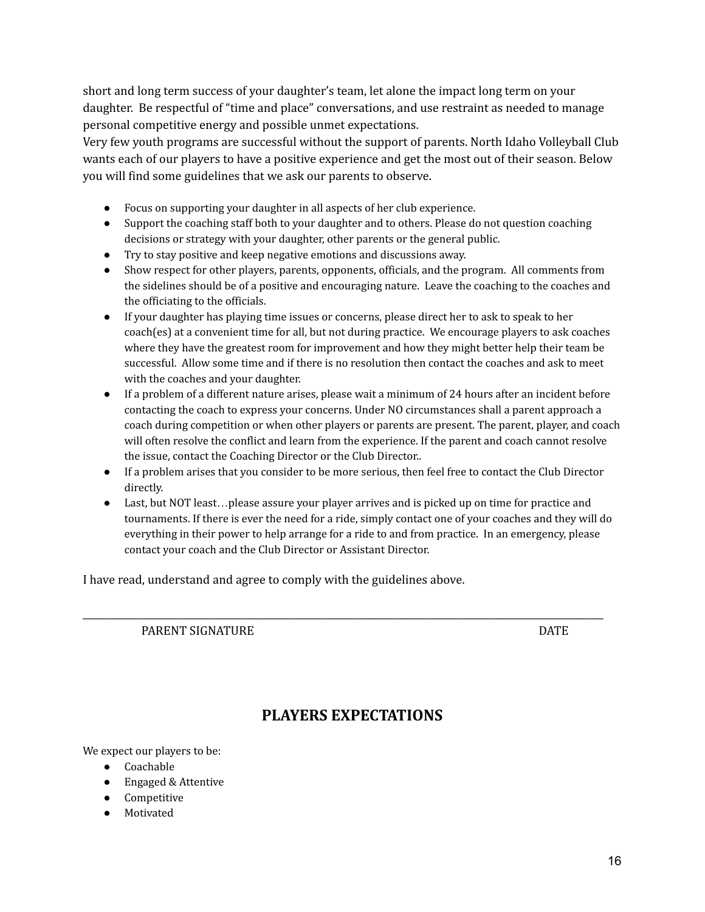short and long term success of your daughter's team, let alone the impact long term on your daughter. Be respectful of "time and place" conversations, and use restraint as needed to manage personal competitive energy and possible unmet expectations.
Very few youth programs are successful without the support of parents. North Idaho Volleyball Club wants each of our players to have a positive experience and get the most out of their season. Below you will find some guidelines that we ask our parents to observe.

- Focus on supporting your daughter in all aspects of her club experience.
- Support the coaching staff both to your daughter and to others. Please do not question coaching decisions or strategy with your daughter, other parents or the general public.
- Try to stay positive and keep negative emotions and discussions away.
- Show respect for other players, parents, opponents, officials, and the program. All comments from the sidelines should be of a positive and encouraging nature. Leave the coaching to the coaches and the officiating to the officials.
- If your daughter has playing time issues or concerns, please direct her to ask to speak to her coach(es) at a convenient time for all, but not during practice. We encourage players to ask coaches where they have the greatest room for improvement and how they might better help their team be successful. Allow some time and if there is no resolution then contact the coaches and ask to meet with the coaches and your daughter.
- If a problem of a different nature arises, please wait a minimum of 24 hours after an incident before contacting the coach to express your concerns. Under NO circumstances shall a parent approach a coach during competition or when other players or parents are present. The parent, player, and coach will often resolve the conflict and learn from the experience. If the parent and coach cannot resolve the issue, contact the Coaching Director or the Club Director..
- If a problem arises that you consider to be more serious, then feel free to contact the Club Director directly.
- Last, but NOT least…please assure your player arrives and is picked up on time for practice and tournaments. If there is ever the need for a ride, simply contact one of your coaches and they will do everything in their power to help arrange for a ride to and from practice. In an emergency, please contact your coach and the Club Director or Assistant Director.

I have read, understand and agree to comply with the guidelines above.

______________________________________________________________________________

PARENT SIGNATURE DATE

## PLAYERS EXPECTATIONS

We expect our players to be:

- Coachable
- Engaged & Attentive
- Competitive
- Motivated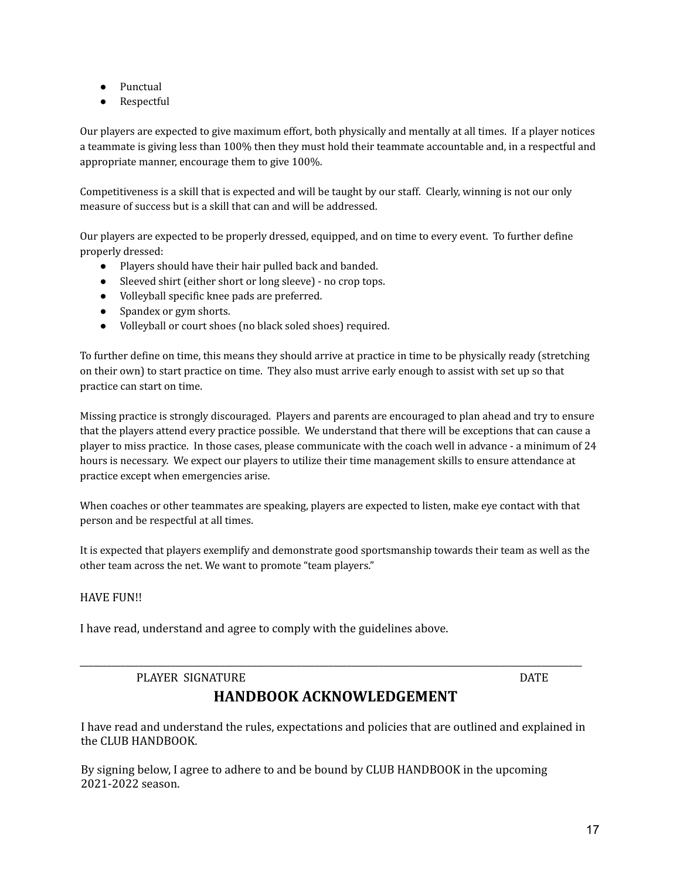- Punctual
- Respectful

Our players are expected to give maximum effort, both physically and mentally at all times. If a player notices a teammate is giving less than 100% then they must hold their teammate accountable and, in a respectful and appropriate manner, encourage them to give 100%.

Competitiveness is a skill that is expected and will be taught by our staff. Clearly, winning is not our only measure of success but is a skill that can and will be addressed.

Our players are expected to be properly dressed, equipped, and on time to every event. To further define properly dressed:

- Players should have their hair pulled back and banded.
- Sleeved shirt (either short or long sleeve) - no crop tops.
- Volleyball specific knee pads are preferred.
- Spandex or gym shorts.
- Volleyball or court shoes (no black soled shoes) required.

To further define on time, this means they should arrive at practice in time to be physically ready (stretching on their own) to start practice on time. They also must arrive early enough to assist with set up so that practice can start on time.

Missing practice is strongly discouraged. Players and parents are encouraged to plan ahead and try to ensure that the players attend every practice possible. We understand that there will be exceptions that can cause a player to miss practice. In those cases, please communicate with the coach well in advance - a minimum of 24 hours is necessary. We expect our players to utilize their time management skills to ensure attendance at practice except when emergencies arise.

When coaches or other teammates are speaking, players are expected to listen, make eye contact with that person and be respectful at all times.

It is expected that players exemplify and demonstrate good sportsmanship towards their team as well as the other team across the net. We want to promote "team players."

HAVE FUN!!

I have read, understand and agree to comply with the guidelines above.

_______________________________________________________________________________

PLAYER SIGNATURE DATE

## HANDBOOK ACKNOWLEDGEMENT

I have read and understand the rules, expectations and policies that are outlined and explained in the CLUB HANDBOOK.

By signing below, I agree to adhere to and be bound by CLUB HANDBOOK in the upcoming 2021-2022 season.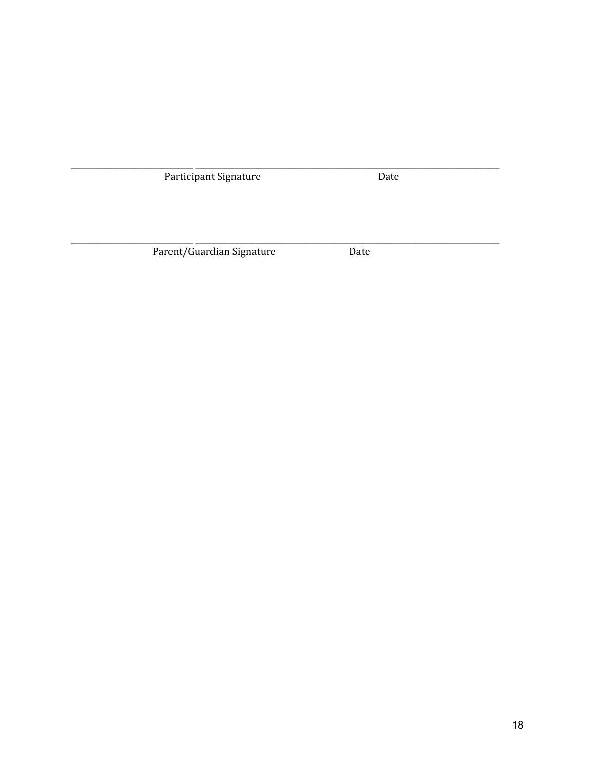\_\_\_\_\_\_\_\_\_\_\_\_\_\_\_\_\_\_\_\_\_\_\_\_\_\_\_\_\_\_ \_\_\_\_\_\_\_\_\_\_\_\_\_\_\_\_\_\_\_\_\_\_\_\_\_\_\_\_\_\_\_\_\_\_\_\_\_\_\_\_\_\_\_\_\_\_\_\_\_\_\_\_\_\_\_\_\_\_\_\_\_\_\_\_\_\_\_\_\_\_\_\_

Participant Signature Date

\_\_\_\_\_\_\_\_\_\_\_\_\_\_\_\_\_\_\_\_\_\_\_\_\_\_\_\_\_\_ \_\_\_\_\_\_\_\_\_\_\_\_\_\_\_\_\_\_\_\_\_\_\_\_\_\_\_\_\_\_\_\_\_\_\_\_\_\_\_\_\_\_\_\_\_\_\_\_\_\_\_\_\_\_\_\_\_\_\_\_\_\_\_\_\_\_\_\_\_\_\_\_

Parent/Guardian Signature Date